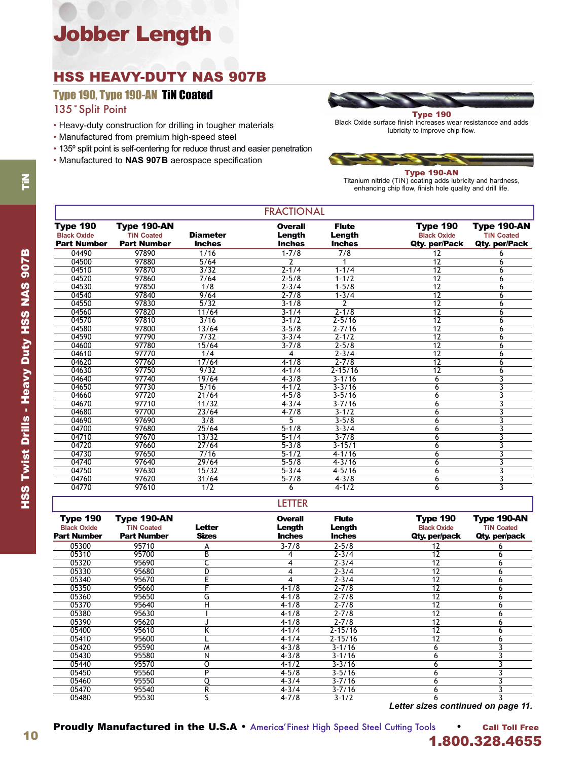# Jobber Length

## HSS HEAVY-DUTY NAS 907B

### Type 190, Type 190-AN TiN Coated

135˚ Split Point

- Heavy-duty construction for drilling in tougher materials
- Manufactured from premium high-speed steel
- 135º split point is self-centering for reduce thrust and easier penetration
- Manufactured to **NAS 907B** aerospace specification

**Type 190**
Black Oxide surface finish increases wear resistancce and adds lubricity to improve chip flow.

**Type 190-AN**
Titanium nitride (TiN) coating adds lubricity and hardness, enhancing chip flow, finish hole quality and drill life.

TiN

HSS Twist Drills - Heavy Duty HSS NAS 907B

**FRACTIONAL**

| Type 190 Black Oxide Part Number | Type 190-AN TiN Coated Part Number | Diameter Inches | Overall Length Inches | Flute Length Inches | Type 190 Black Oxide Qty. per/Pack | Type 190-AN TiN Coated Qty. per/Pack |
|---|---|---|---|---|---|---|
| 04490 | 97890 | 1/16 | 1-7/8 | 7/8 | 12 | 6 |
| 04500 | 97880 | 5/64 | 2 | 1 | 12 | 6 |
| 04510 | 97870 | 3/32 | 2-1/4 | 1-1/4 | 12 | 6 |
| 04520 | 97860 | 7/64 | 2-5/8 | 1-1/2 | 12 | 6 |
| 04530 | 97850 | 1/8 | 2-3/4 | 1-5/8 | 12 | 6 |
| 04540 | 97840 | 9/64 | 2-7/8 | 1-3/4 | 12 | 6 |
| 04550 | 97830 | 5/32 | 3-1/8 | 2 | 12 | 6 |
| 04560 | 97820 | 11/64 | 3-1/4 | 2-1/8 | 12 | 6 |
| 04570 | 97810 | 3/16 | 3-1/2 | 2-5/16 | 12 | 6 |
| 04580 | 97800 | 13/64 | 3-5/8 | 2-7/16 | 12 | 6 |
| 04590 | 97790 | 7/32 | 3-3/4 | 2-1/2 | 12 | 6 |
| 04600 | 97780 | 15/64 | 3-7/8 | 2-5/8 | 12 | 6 |
| 04610 | 97770 | 1/4 | 4 | 2-3/4 | 12 | 6 |
| 04620 | 97760 | 17/64 | 4-1/8 | 2-7/8 | 12 | 6 |
| 04630 | 97750 | 9/32 | 4-1/4 | 2-15/16 | 12 | 6 |
| 04640 | 97740 | 19/64 | 4-3/8 | 3-1/16 | 6 | 3 |
| 04650 | 97730 | 5/16 | 4-1/2 | 3-3/16 | 6 | 3 |
| 04660 | 97720 | 21/64 | 4-5/8 | 3-5/16 | 6 | 3 |
| 04670 | 97710 | 11/32 | 4-3/4 | 3-7/16 | 6 | 3 |
| 04680 | 97700 | 23/64 | 4-7/8 | 3-1/2 | 6 | 3 |
| 04690 | 97690 | 3/8 | 5 | 3-5/8 | 6 | 3 |
| 04700 | 97680 | 25/64 | 5-1/8 | 3-3/4 | 6 | 3 |
| 04710 | 97670 | 13/32 | 5-1/4 | 3-7/8 | 6 | 3 |
| 04720 | 97660 | 27/64 | 5-3/8 | 3-15/1 | 6 | 3 |
| 04730 | 97650 | 7/16 | 5-1/2 | 4-1/16 | 6 | 3 |
| 04740 | 97640 | 29/64 | 5-5/8 | 4-3/16 | 6 | 3 |
| 04750 | 97630 | 15/32 | 5-3/4 | 4-5/16 | 6 | 3 |
| 04760 | 97620 | 31/64 | 5-7/8 | 4-3/8 | 6 | 3 |
| 04770 | 97610 | 1/2 | 6 | 4-1/2 | 6 | 3 |

**LETTER**

| Type 190 Black Oxide Part Number | Type 190-AN TiN Coated Part Number | Letter Sizes | Overall Length Inches | Flute Length Inches | Type 190 Black Oxide Qty. per/pack | Type 190-AN TiN Coated Qty. per/pack |
|---|---|---|---|---|---|---|
| 05300 | 95710 | A | 3-7/8 | 2-5/8 | 12 | 6 |
| 05310 | 95700 | B | 4 | 2-3/4 | 12 | 6 |
| 05320 | 95690 | C | 4 | 2-3/4 | 12 | 6 |
| 05330 | 95680 | D | 4 | 2-3/4 | 12 | 6 |
| 05340 | 95670 | E | 4 | 2-3/4 | 12 | 6 |
| 05350 | 95660 | F | 4-1/8 | 2-7/8 | 12 | 6 |
| 05360 | 95650 | G | 4-1/8 | 2-7/8 | 12 | 6 |
| 05370 | 95640 | H | 4-1/8 | 2-7/8 | 12 | 6 |
| 05380 | 95630 | I | 4-1/8 | 2-7/8 | 12 | 6 |
| 05390 | 95620 | J | 4-1/8 | 2-7/8 | 12 | 6 |
| 05400 | 95610 | K | 4-1/4 | 2-15/16 | 12 | 6 |
| 05410 | 95600 | L | 4-1/4 | 2-15/16 | 12 | 6 |
| 05420 | 95590 | M | 4-3/8 | 3-1/16 | 6 | 3 |
| 05430 | 95580 | N | 4-3/8 | 3-1/16 | 6 | 3 |
| 05440 | 95570 | O | 4-1/2 | 3-3/16 | 6 | 3 |
| 05450 | 95560 | P | 4-5/8 | 3-5/16 | 6 | 3 |
| 05460 | 95550 | Q | 4-3/4 | 3-7/16 | 6 | 3 |
| 05470 | 95540 | R | 4-3/4 | 3-7/16 | 6 | 3 |
| 05480 | 95530 | S | 4-7/8 | 3-1/2 | 6 | 3 |

***Letter sizes continued on page 11.***

**Proudly Manufactured in the U.S.A** • America's Finest High Speed Steel Cutting Tools • **Call Toll Free 1.800.328.4655**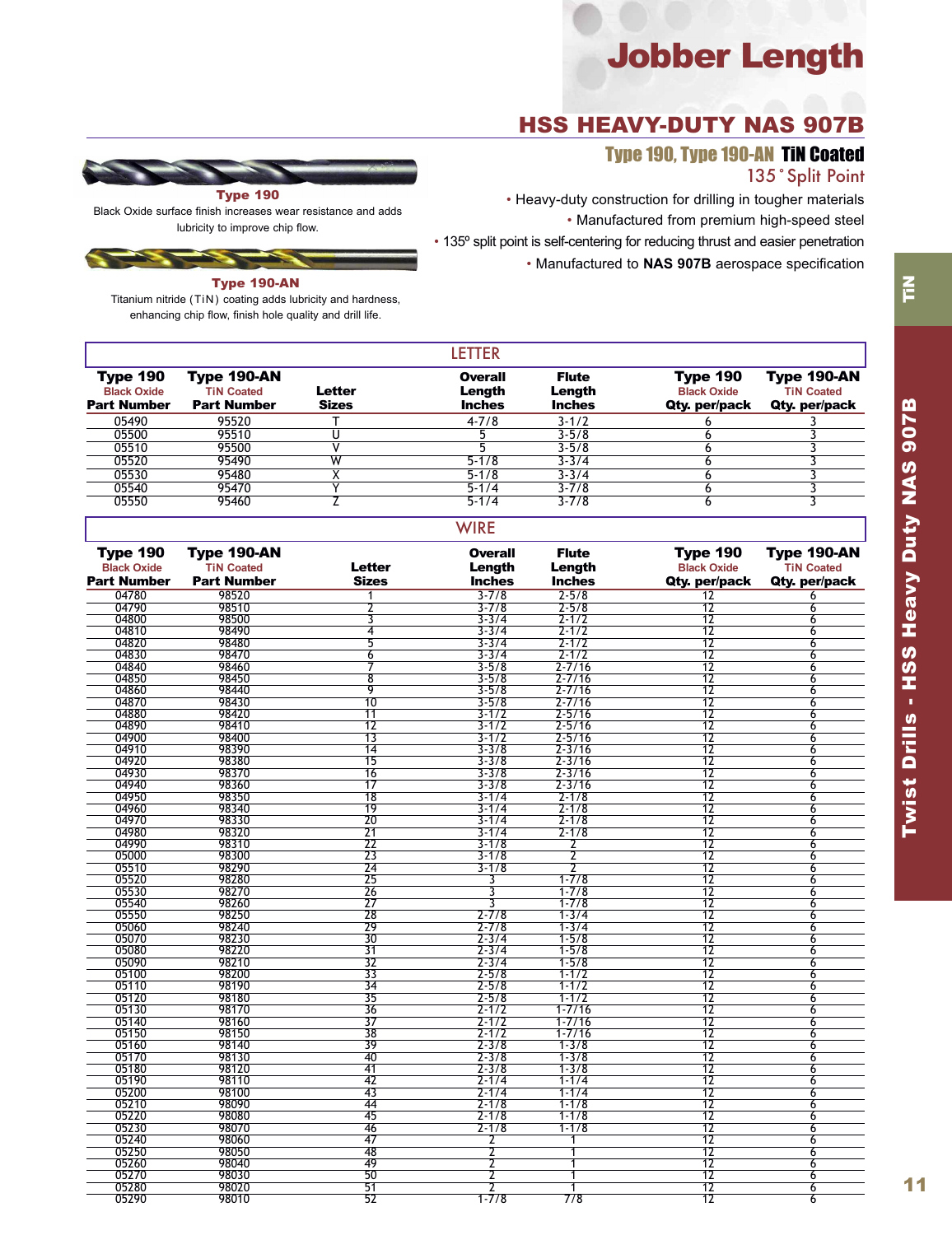# Jobber Length

## HSS HEAVY-DUTY NAS 907B

### Type 190, Type 190-AN TiN Coated

135˚ Split Point

- Heavy-duty construction for drilling in tougher materials
- Manufactured from premium high-speed steel
- 135º split point is self-centering for reducing thrust and easier penetration
- Manufactured to **NAS 907B** aerospace specification

**Type 190**

Black Oxide surface finish increases wear resistance and adds lubricity to improve chip flow.

**Type 190-AN**

Titanium nitride (TiN) coating adds lubricity and hardness, enhancing chip flow, finish hole quality and drill life.

### LETTER

| Type 190 Black Oxide Part Number | Type 190-AN TiN Coated Part Number | Letter Sizes | Overall Length Inches | Flute Length Inches | Type 190 Black Oxide Qty. per/pack | Type 190-AN TiN Coated Qty. per/pack |
|---|---|---|---|---|---|---|
| 05490 | 95520 | T | 4-7/8 | 3-1/2 | 6 | 3 |
| 05500 | 95510 | U | 5 | 3-5/8 | 6 | 3 |
| 05510 | 95500 | V | 5 | 3-5/8 | 6 | 3 |
| 05520 | 95490 | W | 5-1/8 | 3-3/4 | 6 | 3 |
| 05530 | 95480 | X | 5-1/8 | 3-3/4 | 6 | 3 |
| 05540 | 95470 | Y | 5-1/4 | 3-7/8 | 6 | 3 |
| 05550 | 95460 | Z | 5-1/4 | 3-7/8 | 6 | 3 |

### WIRE

| Type 190 Black Oxide Part Number | Type 190-AN TiN Coated Part Number | Letter Sizes | Overall Length Inches | Flute Length Inches | Type 190 Black Oxide Qty. per/pack | Type 190-AN TiN Coated Qty. per/pack |
|---|---|---|---|---|---|---|
| 04780 | 98520 | 1 | 3-7/8 | 2-5/8 | 12 | 6 |
| 04790 | 98510 | 2 | 3-7/8 | 2-5/8 | 12 | 6 |
| 04800 | 98500 | 3 | 3-3/4 | 2-1/2 | 12 | 6 |
| 04810 | 98490 | 4 | 3-3/4 | 2-1/2 | 12 | 6 |
| 04820 | 98480 | 5 | 3-3/4 | 2-1/2 | 12 | 6 |
| 04830 | 98470 | 6 | 3-3/4 | 2-1/2 | 12 | 6 |
| 04840 | 98460 | 7 | 3-5/8 | 2-7/16 | 12 | 6 |
| 04850 | 98450 | 8 | 3-5/8 | 2-7/16 | 12 | 6 |
| 04860 | 98440 | 9 | 3-5/8 | 2-7/16 | 12 | 6 |
| 04870 | 98430 | 10 | 3-5/8 | 2-7/16 | 12 | 6 |
| 04880 | 98420 | 11 | 3-1/2 | 2-5/16 | 12 | 6 |
| 04890 | 98410 | 12 | 3-1/2 | 2-5/16 | 12 | 6 |
| 04900 | 98400 | 13 | 3-1/2 | 2-5/16 | 12 | 6 |
| 04910 | 98390 | 14 | 3-3/8 | 2-3/16 | 12 | 6 |
| 04920 | 98380 | 15 | 3-3/8 | 2-3/16 | 12 | 6 |
| 04930 | 98370 | 16 | 3-3/8 | 2-3/16 | 12 | 6 |
| 04940 | 98360 | 17 | 3-3/8 | 2-3/16 | 12 | 6 |
| 04950 | 98350 | 18 | 3-1/4 | 2-1/8 | 12 | 6 |
| 04960 | 98340 | 19 | 3-1/4 | 2-1/8 | 12 | 6 |
| 04970 | 98330 | 20 | 3-1/4 | 2-1/8 | 12 | 6 |
| 04980 | 98320 | 21 | 3-1/4 | 2-1/8 | 12 | 6 |
| 04990 | 98310 | 22 | 3-1/8 | 2 | 12 | 6 |
| 05000 | 98300 | 23 | 3-1/8 | 2 | 12 | 6 |
| 05510 | 98290 | 24 | 3-1/8 | 2 | 12 | 6 |
| 05520 | 98280 | 25 | 3 | 1-7/8 | 12 | 6 |
| 05530 | 98270 | 26 | 3 | 1-7/8 | 12 | 6 |
| 05540 | 98260 | 27 | 3 | 1-7/8 | 12 | 6 |
| 05550 | 98250 | 28 | 2-7/8 | 1-3/4 | 12 | 6 |
| 05060 | 98240 | 29 | 2-7/8 | 1-3/4 | 12 | 6 |
| 05070 | 98230 | 30 | 2-3/4 | 1-5/8 | 12 | 6 |
| 05080 | 98220 | 31 | 2-3/4 | 1-5/8 | 12 | 6 |
| 05090 | 98210 | 32 | 2-3/4 | 1-5/8 | 12 | 6 |
| 05100 | 98200 | 33 | 2-5/8 | 1-1/2 | 12 | 6 |
| 05110 | 98190 | 34 | 2-5/8 | 1-1/2 | 12 | 6 |
| 05120 | 98180 | 35 | 2-5/8 | 1-1/2 | 12 | 6 |
| 05130 | 98170 | 36 | 2-1/2 | 1-7/16 | 12 | 6 |
| 05140 | 98160 | 37 | 2-1/2 | 1-7/16 | 12 | 6 |
| 05150 | 98150 | 38 | 2-1/2 | 1-7/16 | 12 | 6 |
| 05160 | 98140 | 39 | 2-3/8 | 1-3/8 | 12 | 6 |
| 05170 | 98130 | 40 | 2-3/8 | 1-3/8 | 12 | 6 |
| 05180 | 98120 | 41 | 2-3/8 | 1-3/8 | 12 | 6 |
| 05190 | 98110 | 42 | 2-1/4 | 1-1/4 | 12 | 6 |
| 05200 | 98100 | 43 | 2-1/4 | 1-1/4 | 12 | 6 |
| 05210 | 98090 | 44 | 2-1/8 | 1-1/8 | 12 | 6 |
| 05220 | 98080 | 45 | 2-1/8 | 1-1/8 | 12 | 6 |
| 05230 | 98070 | 46 | 2-1/8 | 1-1/8 | 12 | 6 |
| 05240 | 98060 | 47 | 2 | 1 | 12 | 6 |
| 05250 | 98050 | 48 | 2 | 1 | 12 | 6 |
| 05260 | 98040 | 49 | 2 | 1 | 12 | 6 |
| 05270 | 98030 | 50 | 2 | 1 | 12 | 6 |
| 05280 | 98020 | 51 | 2 | 1 | 12 | 6 |
| 05290 | 98010 | 52 | 1-7/8 | 7/8 | 12 | 6 |

TiN

Twist Drills - HSS Heavy Duty NAS 907B